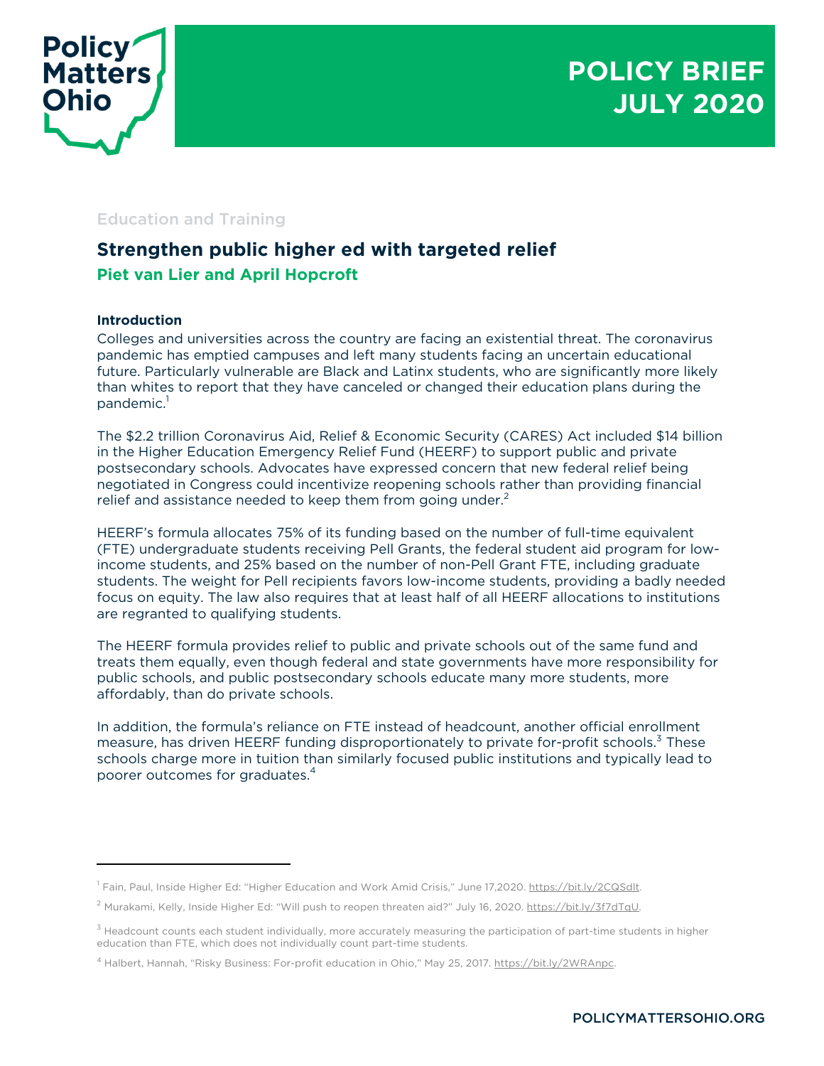Policy Matters Ohio

POLICY BRIEF
JULY 2020

Education and Training

# Strengthen public higher ed with targeted relief

**Piet van Lier and April Hopcroft**

**Introduction**

Colleges and universities across the country are facing an existential threat. The coronavirus pandemic has emptied campuses and left many students facing an uncertain educational future. Particularly vulnerable are Black and Latinx students, who are significantly more likely than whites to report that they have canceled or changed their education plans during the pandemic.[1]

The $2.2 trillion Coronavirus Aid, Relief & Economic Security (CARES) Act included $14 billion in the Higher Education Emergency Relief Fund (HEERF) to support public and private postsecondary schools. Advocates have expressed concern that new federal relief being negotiated in Congress could incentivize reopening schools rather than providing financial relief and assistance needed to keep them from going under.[2]

HEERF's formula allocates 75% of its funding based on the number of full-time equivalent (FTE) undergraduate students receiving Pell Grants, the federal student aid program for low-income students, and 25% based on the number of non-Pell Grant FTE, including graduate students. The weight for Pell recipients favors low-income students, providing a badly needed focus on equity. The law also requires that at least half of all HEERF allocations to institutions are regranted to qualifying students.

The HEERF formula provides relief to public and private schools out of the same fund and treats them equally, even though federal and state governments have more responsibility for public schools, and public postsecondary schools educate many more students, more affordably, than do private schools.

In addition, the formula's reliance on FTE instead of headcount, another official enrollment measure, has driven HEERF funding disproportionately to private for-profit schools.[3] These schools charge more in tuition than similarly focused public institutions and typically lead to poorer outcomes for graduates.[4]

---

[1] Fain, Paul, Inside Higher Ed: "Higher Education and Work Amid Crisis," June 17,2020. https://bit.ly/2CQSdlt.

[2] Murakami, Kelly, Inside Higher Ed: "Will push to reopen threaten aid?" July 16, 2020. https://bit.ly/3f7dTqU.

[3] Headcount counts each student individually, more accurately measuring the participation of part-time students in higher education than FTE, which does not individually count part-time students.

[4] Halbert, Hannah, "Risky Business: For-profit education in Ohio," May 25, 2017. https://bit.ly/2WRAnpc.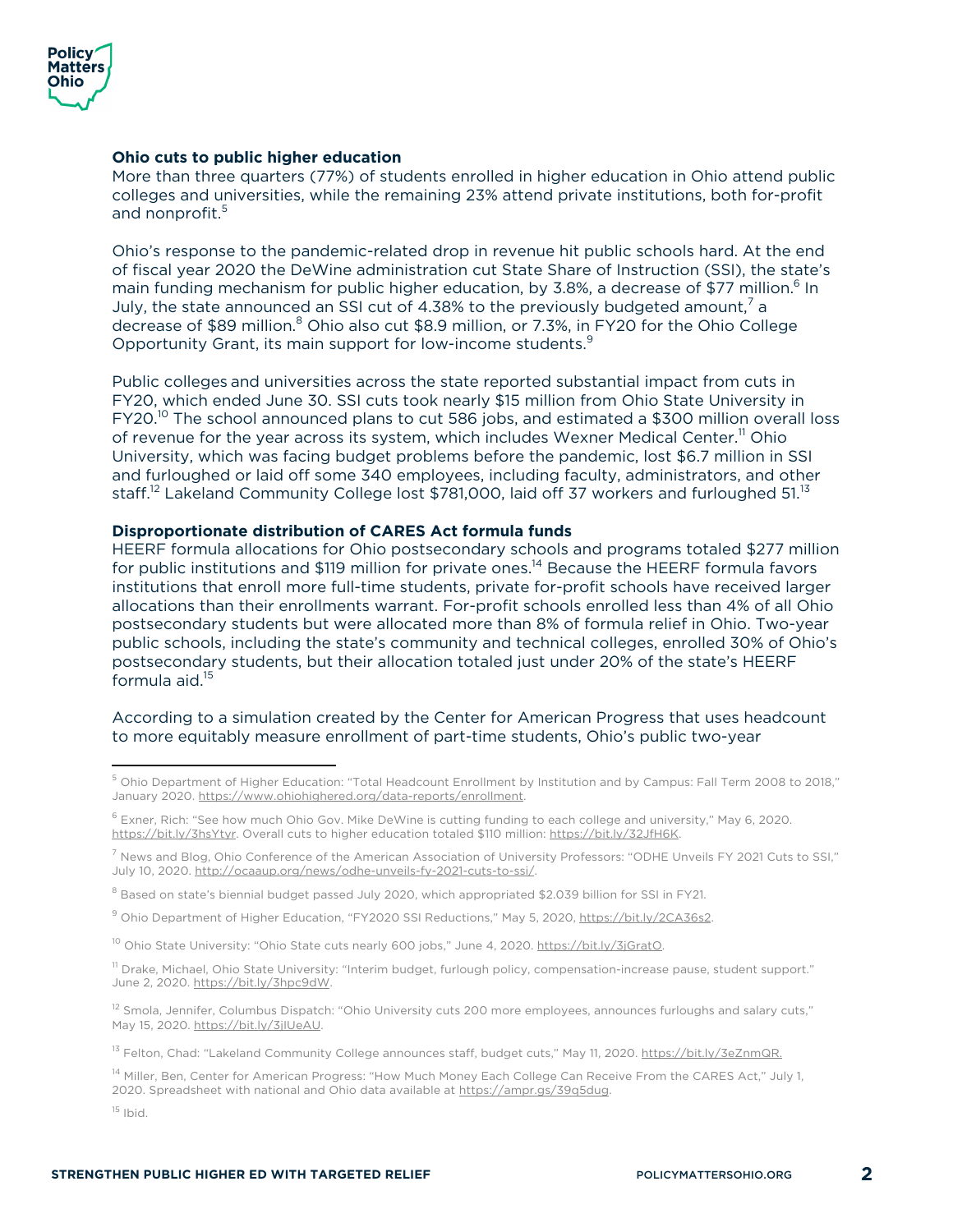### Ohio cuts to public higher education

More than three quarters (77%) of students enrolled in higher education in Ohio attend public colleges and universities, while the remaining 23% attend private institutions, both for-profit and nonprofit.[5]

Ohio's response to the pandemic-related drop in revenue hit public schools hard. At the end of fiscal year 2020 the DeWine administration cut State Share of Instruction (SSI), the state's main funding mechanism for public higher education, by 3.8%, a decrease of $77 million.[6] In July, the state announced an SSI cut of 4.38% to the previously budgeted amount,[7] a decrease of $89 million.[8] Ohio also cut $8.9 million, or 7.3%, in FY20 for the Ohio College Opportunity Grant, its main support for low-income students.[9]

Public colleges and universities across the state reported substantial impact from cuts in FY20, which ended June 30. SSI cuts took nearly $15 million from Ohio State University in FY20.[10] The school announced plans to cut 586 jobs, and estimated a $300 million overall loss of revenue for the year across its system, which includes Wexner Medical Center.[11] Ohio University, which was facing budget problems before the pandemic, lost $6.7 million in SSI and furloughed or laid off some 340 employees, including faculty, administrators, and other staff.[12] Lakeland Community College lost $781,000, laid off 37 workers and furloughed 51.[13]

### Disproportionate distribution of CARES Act formula funds

HEERF formula allocations for Ohio postsecondary schools and programs totaled $277 million for public institutions and $119 million for private ones.[14] Because the HEERF formula favors institutions that enroll more full-time students, private for-profit schools have received larger allocations than their enrollments warrant. For-profit schools enrolled less than 4% of all Ohio postsecondary students but were allocated more than 8% of formula relief in Ohio. Two-year public schools, including the state's community and technical colleges, enrolled 30% of Ohio's postsecondary students, but their allocation totaled just under 20% of the state's HEERF formula aid.[15]

According to a simulation created by the Center for American Progress that uses headcount to more equitably measure enrollment of part-time students, Ohio's public two-year

---

[5] Ohio Department of Higher Education: "Total Headcount Enrollment by Institution and by Campus: Fall Term 2008 to 2018," January 2020. https://www.ohiohighered.org/data-reports/enrollment.

[6] Exner, Rich: "See how much Ohio Gov. Mike DeWine is cutting funding to each college and university," May 6, 2020. https://bit.ly/3hsYtyr. Overall cuts to higher education totaled $110 million: https://bit.ly/32JfH6K.

[7] News and Blog, Ohio Conference of the American Association of University Professors: "ODHE Unveils FY 2021 Cuts to SSI," July 10, 2020. http://ocaaup.org/news/odhe-unveils-fy-2021-cuts-to-ssi/.

[8] Based on state's biennial budget passed July 2020, which appropriated $2.039 billion for SSI in FY21.

[9] Ohio Department of Higher Education, "FY2020 SSI Reductions," May 5, 2020, https://bit.ly/2CA36s2.

[10] Ohio State University: "Ohio State cuts nearly 600 jobs," June 4, 2020. https://bit.ly/3jGratO.

[11] Drake, Michael, Ohio State University: "Interim budget, furlough policy, compensation-increase pause, student support." June 2, 2020. https://bit.ly/3hpc9dW.

[12] Smola, Jennifer, Columbus Dispatch: "Ohio University cuts 200 more employees, announces furloughs and salary cuts," May 15, 2020. https://bit.ly/3jlUeAU.

[13] Felton, Chad: "Lakeland Community College announces staff, budget cuts," May 11, 2020. https://bit.ly/3eZnmQR.

[14] Miller, Ben, Center for American Progress: "How Much Money Each College Can Receive From the CARES Act," July 1, 2020. Spreadsheet with national and Ohio data available at https://ampr.gs/39q5dug.

[15] Ibid.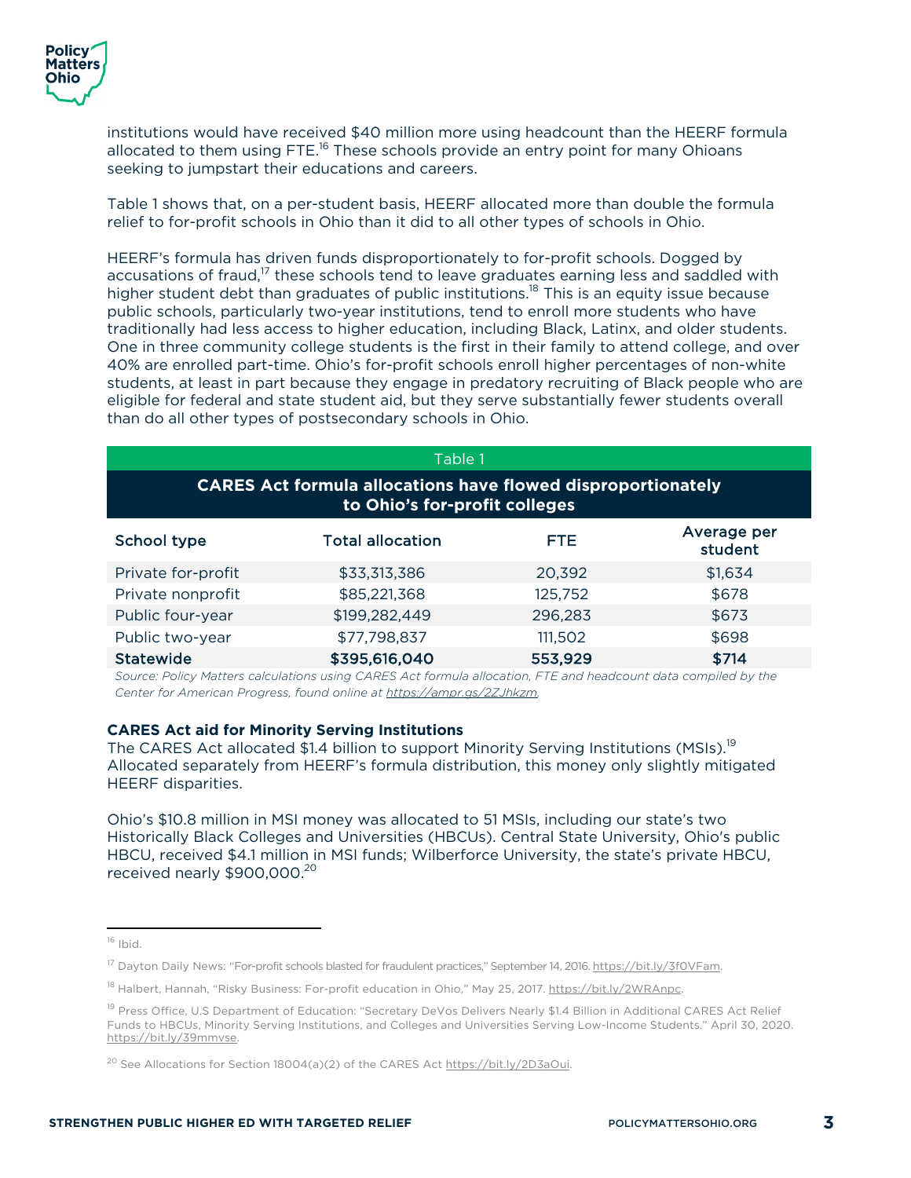institutions would have received $40 million more using headcount than the HEERF formula allocated to them using FTE.[16] These schools provide an entry point for many Ohioans seeking to jumpstart their educations and careers.

Table 1 shows that, on a per-student basis, HEERF allocated more than double the formula relief to for-profit schools in Ohio than it did to all other types of schools in Ohio.

HEERF's formula has driven funds disproportionately to for-profit schools. Dogged by accusations of fraud,[17] these schools tend to leave graduates earning less and saddled with higher student debt than graduates of public institutions.[18] This is an equity issue because public schools, particularly two-year institutions, tend to enroll more students who have traditionally had less access to higher education, including Black, Latinx, and older students. One in three community college students is the first in their family to attend college, and over 40% are enrolled part-time. Ohio's for-profit schools enroll higher percentages of non-white students, at least in part because they engage in predatory recruiting of Black people who are eligible for federal and state student aid, but they serve substantially fewer students overall than do all other types of postsecondary schools in Ohio.

Table 1

**CARES Act formula allocations have flowed disproportionately to Ohio's for-profit colleges**

| School type | Total allocation | FTE | Average per student |
|---|---|---|---|
| Private for-profit | $33,313,386 | 20,392 | $1,634 |
| Private nonprofit | $85,221,368 | 125,752 | $678 |
| Public four-year | $199,282,449 | 296,283 | $673 |
| Public two-year | $77,798,837 | 111,502 | $698 |
| **Statewide** | **$395,616,040** | **553,929** | **$714** |

*Source: Policy Matters calculations using CARES Act formula allocation, FTE and headcount data compiled by the Center for American Progress, found online at https://ampr.gs/2ZJhkzm.*

**CARES Act aid for Minority Serving Institutions**

The CARES Act allocated $1.4 billion to support Minority Serving Institutions (MSIs).[19] Allocated separately from HEERF's formula distribution, this money only slightly mitigated HEERF disparities.

Ohio's $10.8 million in MSI money was allocated to 51 MSIs, including our state's two Historically Black Colleges and Universities (HBCUs). Central State University, Ohio's public HBCU, received $4.1 million in MSI funds; Wilberforce University, the state's private HBCU, received nearly $900,000.[20]

---

[16] Ibid.

[17] Dayton Daily News: "For-profit schools blasted for fraudulent practices," September 14, 2016. https://bit.ly/3f0VFam.

[18] Halbert, Hannah, "Risky Business: For-profit education in Ohio," May 25, 2017. https://bit.ly/2WRAnpc.

[19] Press Office, U.S Department of Education: "Secretary DeVos Delivers Nearly $1.4 Billion in Additional CARES Act Relief Funds to HBCUs, Minority Serving Institutions, and Colleges and Universities Serving Low-Income Students." April 30, 2020. https://bit.ly/39mmvse.

[20] See Allocations for Section 18004(a)(2) of the CARES Act https://bit.ly/2D3aOui.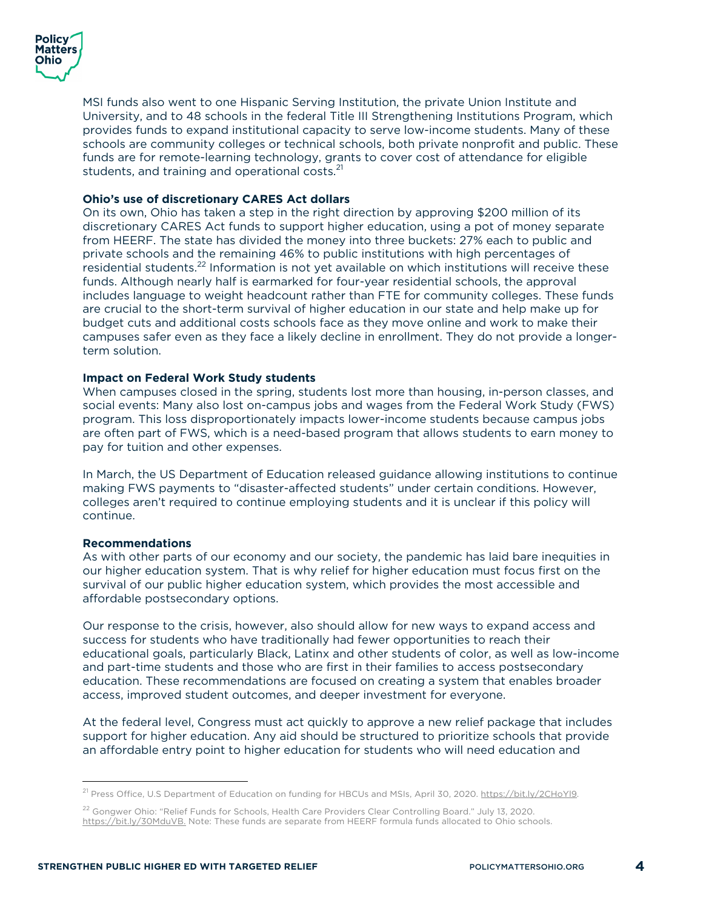MSI funds also went to one Hispanic Serving Institution, the private Union Institute and University, and to 48 schools in the federal Title III Strengthening Institutions Program, which provides funds to expand institutional capacity to serve low-income students. Many of these schools are community colleges or technical schools, both private nonprofit and public. These funds are for remote-learning technology, grants to cover cost of attendance for eligible students, and training and operational costs.[21]

**Ohio's use of discretionary CARES Act dollars**

On its own, Ohio has taken a step in the right direction by approving $200 million of its discretionary CARES Act funds to support higher education, using a pot of money separate from HEERF. The state has divided the money into three buckets: 27% each to public and private schools and the remaining 46% to public institutions with high percentages of residential students.[22] Information is not yet available on which institutions will receive these funds. Although nearly half is earmarked for four-year residential schools, the approval includes language to weight headcount rather than FTE for community colleges. These funds are crucial to the short-term survival of higher education in our state and help make up for budget cuts and additional costs schools face as they move online and work to make their campuses safer even as they face a likely decline in enrollment. They do not provide a longer-term solution.

**Impact on Federal Work Study students**

When campuses closed in the spring, students lost more than housing, in-person classes, and social events: Many also lost on-campus jobs and wages from the Federal Work Study (FWS) program. This loss disproportionately impacts lower-income students because campus jobs are often part of FWS, which is a need-based program that allows students to earn money to pay for tuition and other expenses.

In March, the US Department of Education released guidance allowing institutions to continue making FWS payments to "disaster-affected students" under certain conditions. However, colleges aren't required to continue employing students and it is unclear if this policy will continue.

**Recommendations**

As with other parts of our economy and our society, the pandemic has laid bare inequities in our higher education system. That is why relief for higher education must focus first on the survival of our public higher education system, which provides the most accessible and affordable postsecondary options.

Our response to the crisis, however, also should allow for new ways to expand access and success for students who have traditionally had fewer opportunities to reach their educational goals, particularly Black, Latinx and other students of color, as well as low-income and part-time students and those who are first in their families to access postsecondary education. These recommendations are focused on creating a system that enables broader access, improved student outcomes, and deeper investment for everyone.

At the federal level, Congress must act quickly to approve a new relief package that includes support for higher education. Any aid should be structured to prioritize schools that provide an affordable entry point to higher education for students who will need education and

---

[21] Press Office, U.S Department of Education on funding for HBCUs and MSIs, April 30, 2020. https://bit.ly/2CHoYl9.

[22] Gongwer Ohio: "Relief Funds for Schools, Health Care Providers Clear Controlling Board." July 13, 2020. https://bit.ly/30MduVB. Note: These funds are separate from HEERF formula funds allocated to Ohio schools.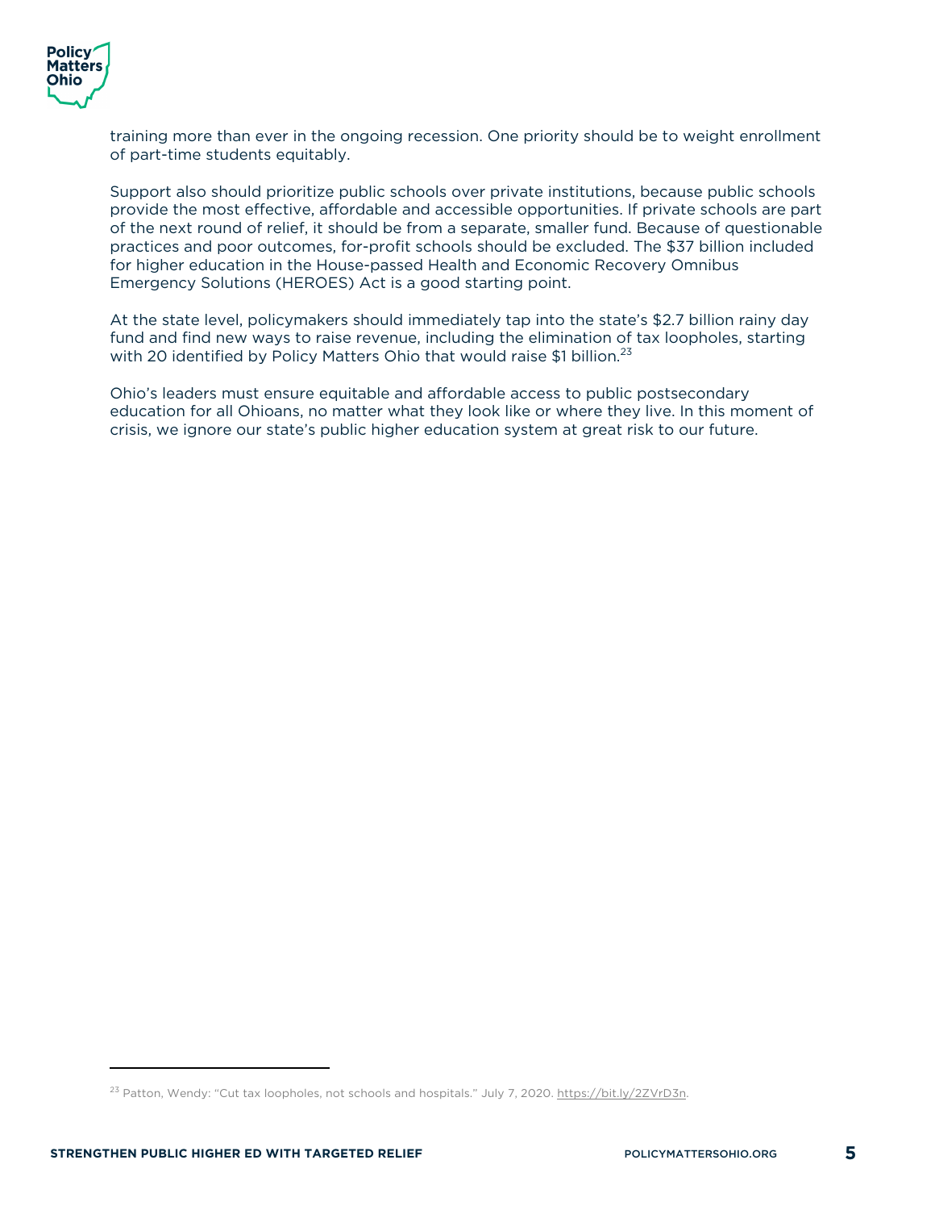training more than ever in the ongoing recession. One priority should be to weight enrollment of part-time students equitably.

Support also should prioritize public schools over private institutions, because public schools provide the most effective, affordable and accessible opportunities. If private schools are part of the next round of relief, it should be from a separate, smaller fund. Because of questionable practices and poor outcomes, for-profit schools should be excluded. The $37 billion included for higher education in the House-passed Health and Economic Recovery Omnibus Emergency Solutions (HEROES) Act is a good starting point.

At the state level, policymakers should immediately tap into the state's $2.7 billion rainy day fund and find new ways to raise revenue, including the elimination of tax loopholes, starting with 20 identified by Policy Matters Ohio that would raise $1 billion.[23]

Ohio's leaders must ensure equitable and affordable access to public postsecondary education for all Ohioans, no matter what they look like or where they live. In this moment of crisis, we ignore our state's public higher education system at great risk to our future.

---

[23] Patton, Wendy: "Cut tax loopholes, not schools and hospitals." July 7, 2020. https://bit.ly/2ZVrD3n.